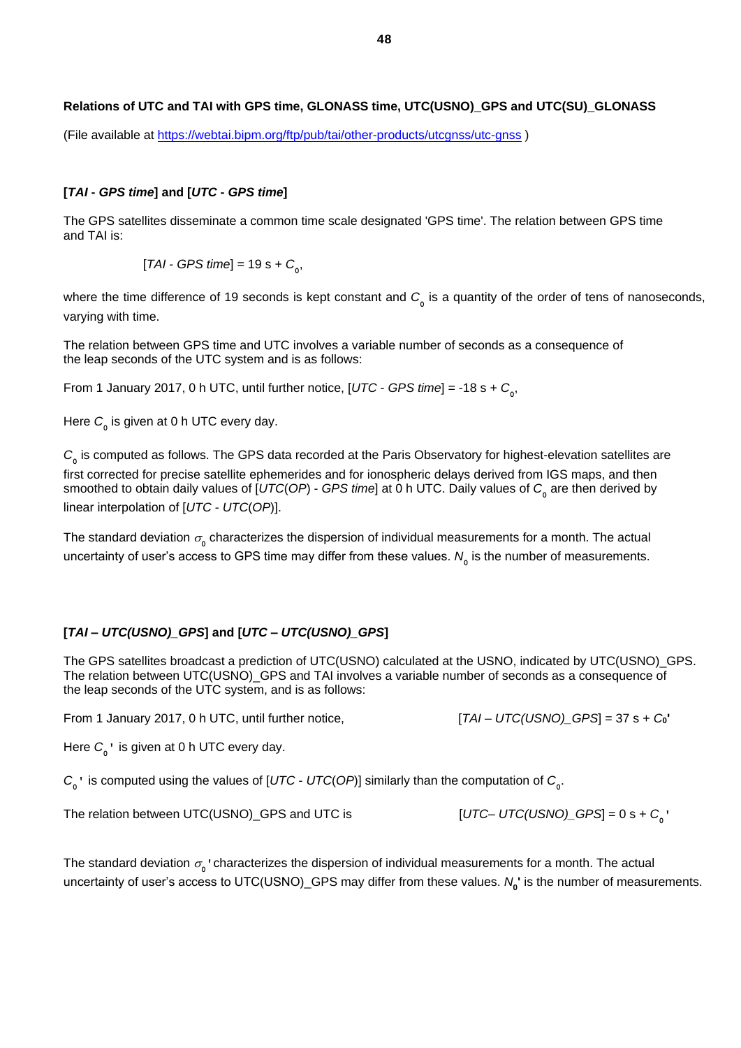## Relations of UTC and TAI with GPS time, GLONASS time, UTC(USNO)_GPS and UTC(SU)_GLONASS

(File available at https://webtai.bipm.org/ftp/pub/tai/other-products/utcgnss/utc-gnss )

### [*TAI - GPS time*] and [*UTC - GPS time*]

The GPS satellites disseminate a common time scale designated 'GPS time'. The relation between GPS time and TAI is:

$$[TAI \text{ - } GPS\ time] = 19\ \text{s} + C_0,$$

where the time difference of 19 seconds is kept constant and $C_0$ is a quantity of the order of tens of nanoseconds, varying with time.

The relation between GPS time and UTC involves a variable number of seconds as a consequence of the leap seconds of the UTC system and is as follows:

From 1 January 2017, 0 h UTC, until further notice, [*UTC - GPS time*] = -18 s + $C_0$,

Here $C_0$ is given at 0 h UTC every day.

$C_0$ is computed as follows. The GPS data recorded at the Paris Observatory for highest-elevation satellites are first corrected for precise satellite ephemerides and for ionospheric delays derived from IGS maps, and then smoothed to obtain daily values of [*UTC*(*OP*) - *GPS time*] at 0 h UTC. Daily values of $C_0$ are then derived by linear interpolation of [*UTC - UTC*(*OP*)].

The standard deviation $\sigma_0$ characterizes the dispersion of individual measurements for a month. The actual uncertainty of user's access to GPS time may differ from these values. $N_0$ is the number of measurements.

### [*TAI – UTC(USNO)_GPS*] and [*UTC – UTC(USNO)_GPS*]

The GPS satellites broadcast a prediction of UTC(USNO) calculated at the USNO, indicated by UTC(USNO)_GPS. The relation between UTC(USNO)_GPS and TAI involves a variable number of seconds as a consequence of the leap seconds of the UTC system, and is as follows:

From 1 January 2017, 0 h UTC, until further notice, [*TAI – UTC(USNO)_GPS*] = 37 s + $C_0'$

Here $C_0'$ is given at 0 h UTC every day.

$C_0'$ is computed using the values of [*UTC - UTC*(*OP*)] similarly than the computation of $C_0$.

The relation between UTC(USNO)_GPS and UTC is [*UTC– UTC(USNO)_GPS*] = 0 s + $C_0'$

The standard deviation $\sigma_0'$ characterizes the dispersion of individual measurements for a month. The actual uncertainty of user's access to UTC(USNO)_GPS may differ from these values. $N_0'$ is the number of measurements.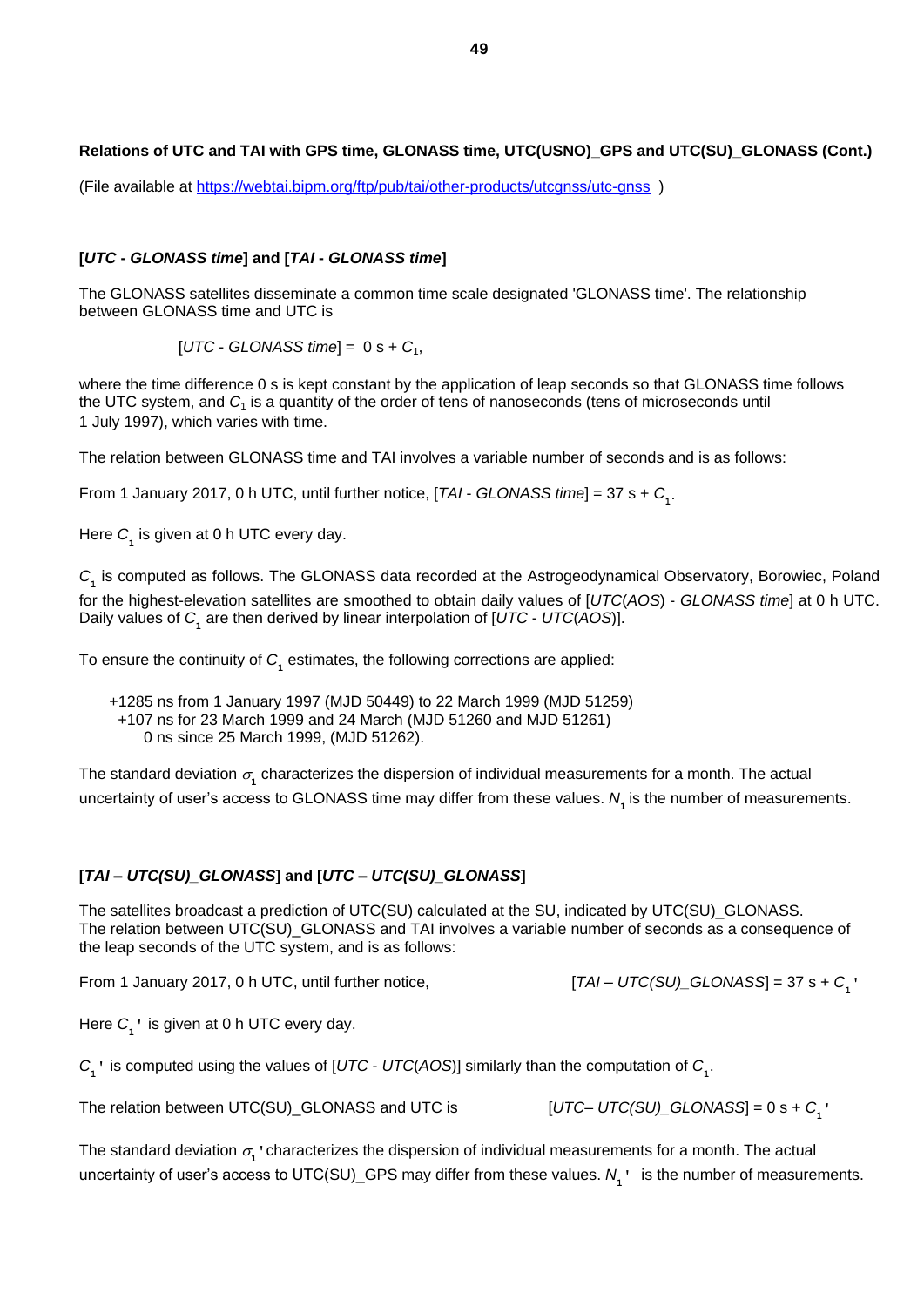### Relations of UTC and TAI with GPS time, GLONASS time, UTC(USNO)_GPS and UTC(SU)_GLONASS (Cont.)

(File available at https://webtai.bipm.org/ftp/pub/tai/other-products/utcgnss/utc-gnss )

#### [*UTC - GLONASS time*] and [*TAI - GLONASS time*]

The GLONASS satellites disseminate a common time scale designated 'GLONASS time'. The relationship between GLONASS time and UTC is

$$[UTC - GLONASS\ time] = 0\ \text{s} + C_1,$$

where the time difference 0 s is kept constant by the application of leap seconds so that GLONASS time follows the UTC system, and $C_1$ is a quantity of the order of tens of nanoseconds (tens of microseconds until 1 July 1997), which varies with time.

The relation between GLONASS time and TAI involves a variable number of seconds and is as follows:

From 1 January 2017, 0 h UTC, until further notice, [*TAI - GLONASS time*] = 37 s + $C_1$.

Here $C_1$ is given at 0 h UTC every day.

$C_1$ is computed as follows. The GLONASS data recorded at the Astrogeodynamical Observatory, Borowiec, Poland for the highest-elevation satellites are smoothed to obtain daily values of [*UTC*(*AOS*) - *GLONASS time*] at 0 h UTC. Daily values of $C_1$ are then derived by linear interpolation of [*UTC - UTC*(*AOS*)].

To ensure the continuity of $C_1$ estimates, the following corrections are applied:

+1285 ns from 1 January 1997 (MJD 50449) to 22 March 1999 (MJD 51259)
+107 ns for 23 March 1999 and 24 March (MJD 51260 and MJD 51261)
0 ns since 25 March 1999, (MJD 51262).

The standard deviation $\sigma_1$ characterizes the dispersion of individual measurements for a month. The actual uncertainty of user's access to GLONASS time may differ from these values. $N_1$ is the number of measurements.

#### [*TAI – UTC(SU)_GLONASS*] and [*UTC – UTC(SU)_GLONASS*]

The satellites broadcast a prediction of UTC(SU) calculated at the SU, indicated by UTC(SU)_GLONASS. The relation between UTC(SU)_GLONASS and TAI involves a variable number of seconds as a consequence of the leap seconds of the UTC system, and is as follows:

From 1 January 2017, 0 h UTC, until further notice, [*TAI – UTC(SU)_GLONASS*] = 37 s + $C_1'$

Here $C_1'$ is given at 0 h UTC every day.

$C_1'$ is computed using the values of [*UTC - UTC*(*AOS*)] similarly than the computation of $C_1$.

The relation between UTC(SU)_GLONASS and UTC is [*UTC– UTC(SU)_GLONASS*] = 0 s + $C_1'$

The standard deviation $\sigma_1'$ characterizes the dispersion of individual measurements for a month. The actual uncertainty of user's access to UTC(SU)_GPS may differ from these values. $N_1'$ is the number of measurements.